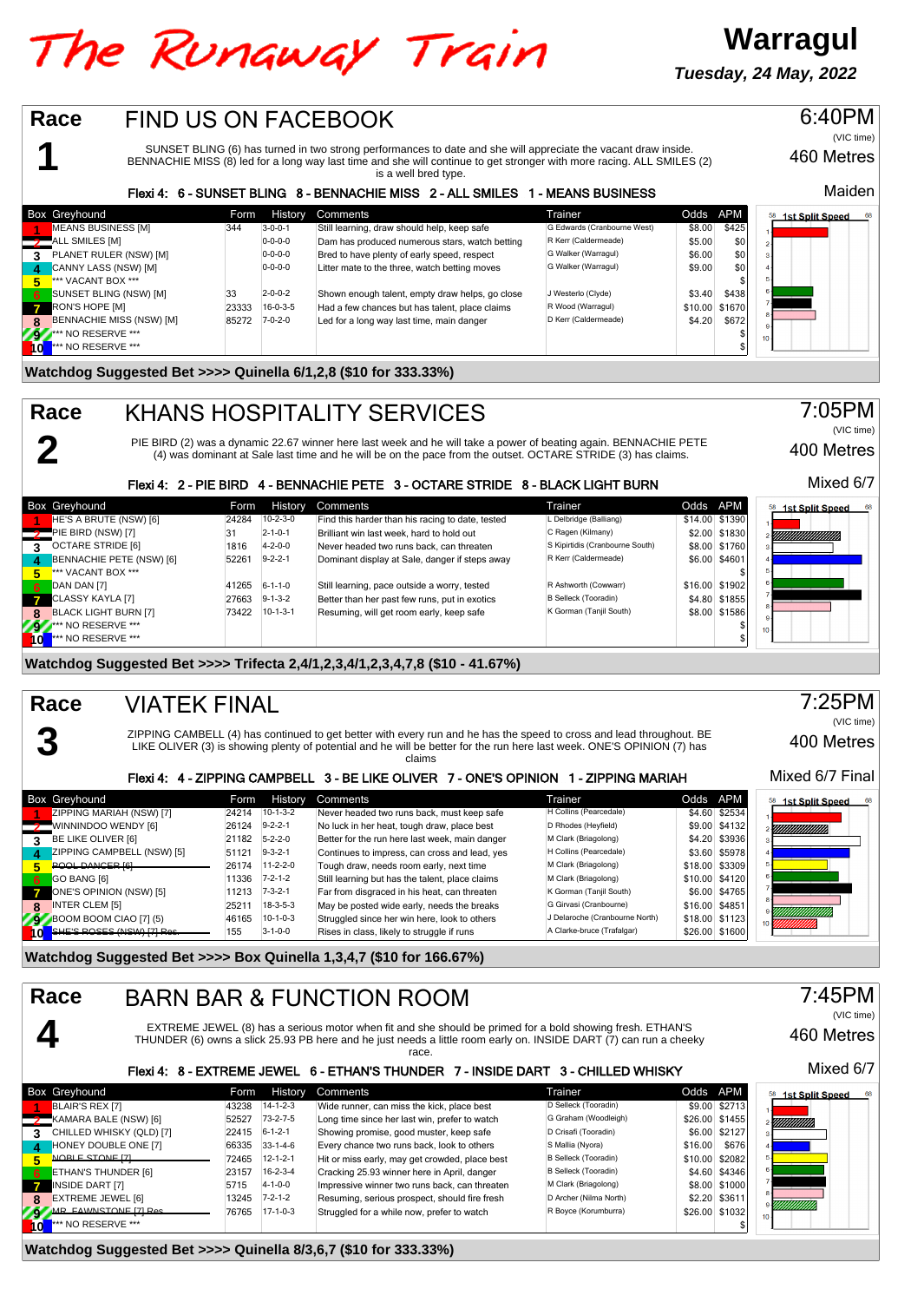# The Runaway Train

**Warragul**

***Tuesday, 24 May, 2022***

## Race 1 — FIND US ON FACEBOOK

6:40PM (VIC time) — 460 Metres — Maiden

SUNSET BLING (6) has turned in two strong performances to date and she will appreciate the vacant draw inside. BENNACHIE MISS (8) led for a long way last time and she will continue to get stronger with more racing. ALL SMILES (2) is a well bred type.

**Flexi 4: 6 - SUNSET BLING 8 - BENNACHIE MISS 2 - ALL SMILES 1 - MEANS BUSINESS**

| Box | Greyhound | Form | History | Comments | Trainer | Odds | APM |
|---|---|---|---|---|---|---|---|
| 1 | MEANS BUSINESS [M] | 344 | 3-0-0-1 | Still learning, draw should help, keep safe | G Edwards (Cranbourne West) | $8.00 | $425 |
| 2 | ALL SMILES [M] | | 0-0-0-0 | Dam has produced numerous stars, watch betting | R Kerr (Caldermeade) | $5.00 | $0 |
| 3 | PLANET RULER (NSW) [M] | | 0-0-0-0 | Bred to have plenty of early speed, respect | G Walker (Warragul) | $6.00 | $0 |
| 4 | CANNY LASS (NSW) [M] | | 0-0-0-0 | Litter mate to the three, watch betting moves | G Walker (Warragul) | $9.00 | $0 |
| 5 | *** VACANT BOX *** | | | | | | $ |
| 6 | SUNSET BLING (NSW) [M] | 33 | 2-0-0-2 | Shown enough talent, empty draw helps, go close | J Westerlo (Clyde) | $3.40 | $438 |
| 7 | RON'S HOPE [M] | 23333 | 16-0-3-5 | Had a few chances but has talent, place claims | R Wood (Warragul) | $10.00 | $1670 |
| 8 | BENNACHIE MISS (NSW) [M] | 85272 | 7-0-2-0 | Led for a long way last time, main danger | D Kerr (Caldermeade) | $4.20 | $672 |
| 9 | *** NO RESERVE *** | | | | | | $ |
| 10 | *** NO RESERVE *** | | | | | | $ |

**Watchdog Suggested Bet >>>> Quinella 6/1,2,8 ($10 for 333.33%)**

## Race 2 — KHANS HOSPITALITY SERVICES

7:05PM (VIC time) — 400 Metres — Mixed 6/7

PIE BIRD (2) was a dynamic 22.67 winner here last week and he will take a power of beating again. BENNACHIE PETE (4) was dominant at Sale last time and he will be on the pace from the outset. OCTARE STRIDE (3) has claims.

**Flexi 4: 2 - PIE BIRD 4 - BENNACHIE PETE 3 - OCTARE STRIDE 8 - BLACK LIGHT BURN**

| Box | Greyhound | Form | History | Comments | Trainer | Odds | APM |
|---|---|---|---|---|---|---|---|
| 1 | HE'S A BRUTE (NSW) [6] | 24284 | 10-2-3-0 | Find this harder than his racing to date, tested | L Delbridge (Balliang) | $14.00 | $1390 |
| 2 | PIE BIRD (NSW) [7] | 31 | 2-1-0-1 | Brilliant win last week, hard to hold out | C Ragen (Kilmany) | $2.00 | $1830 |
| 3 | OCTARE STRIDE [6] | 1816 | 4-2-0-0 | Never headed two runs back, can threaten | S Kipirtidis (Cranbourne South) | $8.00 | $1760 |
| 4 | BENNACHIE PETE (NSW) [6] | 52261 | 9-2-2-1 | Dominant display at Sale, danger if steps away | R Kerr (Caldermeade) | $6.00 | $4601 |
| 5 | *** VACANT BOX *** | | | | | | $ |
| 6 | DAN DAN [7] | 41265 | 6-1-1-0 | Still learning, pace outside a worry, tested | R Ashworth (Cowwarr) | $16.00 | $1902 |
| 7 | CLASSY KAYLA [7] | 27663 | 9-1-3-2 | Better than her past few runs, put in exotics | B Selleck (Tooradin) | $4.80 | $1855 |
| 8 | BLACK LIGHT BURN [7] | 73422 | 10-1-3-1 | Resuming, will get room early, keep safe | K Gorman (Tanjil South) | $8.00 | $1586 |
| 9 | *** NO RESERVE *** | | | | | | $ |
| 10 | *** NO RESERVE *** | | | | | | $ |

**Watchdog Suggested Bet >>>> Trifecta 2,4/1,2,3,4/1,2,3,4,7,8 ($10 - 41.67%)**

## Race 3 — VIATEK FINAL

7:25PM (VIC time) — 400 Metres — Mixed 6/7 Final

ZIPPING CAMBELL (4) has continued to get better with every run and he has the speed to cross and lead throughout. BE LIKE OLIVER (3) is showing plenty of potential and he will be better for the run here last week. ONE'S OPINION (7) has claims

**Flexi 4: 4 - ZIPPING CAMPBELL 3 - BE LIKE OLIVER 7 - ONE'S OPINION 1 - ZIPPING MARIAH**

| Box | Greyhound | Form | History | Comments | Trainer | Odds | APM |
|---|---|---|---|---|---|---|---|
| 1 | ZIPPING MARIAH (NSW) [7] | 24214 | 10-1-3-2 | Never headed two runs back, must keep safe | H Collins (Pearcedale) | $4.60 | $2534 |
| 2 | WINNINDOO WENDY [6] | 26124 | 9-2-2-1 | No luck in her heat, tough draw, place best | D Rhodes (Heyfield) | $9.00 | $4132 |
| 3 | BE LIKE OLIVER [6] | 21182 | 5-2-2-0 | Better for the run here last week, main danger | M Clark (Briagolong) | $4.20 | $3936 |
| 4 | ZIPPING CAMPBELL (NSW) [5] | 51121 | 9-3-2-1 | Continues to impress, can cross and lead, yes | H Collins (Pearcedale) | $3.60 | $5978 |
| 5 | ~~POOL DANCER [6]~~ | 26174 | 11-2-2-0 | Tough draw, needs room early, next time | M Clark (Briagolong) | $18.00 | $3309 |
| 6 | GO BANG [6] | 11336 | 7-2-1-2 | Still learning but has the talent, place claims | M Clark (Briagolong) | $10.00 | $4120 |
| 7 | ONE'S OPINION (NSW) [5] | 11213 | 7-3-2-1 | Far from disgraced in his heat, can threaten | K Gorman (Tanjil South) | $6.00 | $4765 |
| 8 | INTER CLEM [5] | 25211 | 18-3-5-3 | May be posted wide early, needs the breaks | G Girvasi (Cranbourne) | $16.00 | $4851 |
| 9 | BOOM BOOM CIAO [7] (5) | 46165 | 10-1-0-3 | Struggled since her win here, look to others | J Delaroche (Cranbourne North) | $18.00 | $1123 |
| 10 | ~~SHE'S ROSES (NSW) [7] Res.~~ | 155 | 3-1-0-0 | Rises in class, likely to struggle if runs | A Clarke-bruce (Trafalgar) | $26.00 | $1600 |

**Watchdog Suggested Bet >>>> Box Quinella 1,3,4,7 ($10 for 166.67%)**

## Race 4 — BARN BAR & FUNCTION ROOM

7:45PM (VIC time) — 460 Metres — Mixed 6/7

EXTREME JEWEL (8) has a serious motor when fit and she should be primed for a bold showing fresh. ETHAN'S THUNDER (6) owns a slick 25.93 PB here and he just needs a little room early on. INSIDE DART (7) can run a cheeky race.

**Flexi 4: 8 - EXTREME JEWEL 6 - ETHAN'S THUNDER 7 - INSIDE DART 3 - CHILLED WHISKY**

| Box | Greyhound | Form | History | Comments | Trainer | Odds | APM |
|---|---|---|---|---|---|---|---|
| 1 | BLAIR'S REX [7] | 43238 | 14-1-2-3 | Wide runner, can miss the kick, place best | D Selleck (Tooradin) | $9.00 | $2713 |
| 2 | KAMARA BALE (NSW) [6] | 52527 | 73-2-7-5 | Long time since her last win, prefer to watch | G Graham (Woodleigh) | $26.00 | $1455 |
| 3 | CHILLED WHISKY (QLD) [7] | 22415 | 6-1-2-1 | Showing promise, good muster, keep safe | D Crisafi (Tooradin) | $6.00 | $2127 |
| 4 | HONEY DOUBLE ONE [7] | 66335 | 33-1-4-6 | Every chance two runs back, look to others | S Mallia (Nyora) | $16.00 | $676 |
| 5 | ~~NOBLE STONE [7]~~ | 72465 | 12-1-2-1 | Hit or miss early, may get crowded, place best | B Selleck (Tooradin) | $10.00 | $2082 |
| 6 | ETHAN'S THUNDER [6] | 23157 | 16-2-3-4 | Cracking 25.93 winner here in April, danger | B Selleck (Tooradin) | $4.60 | $4346 |
| 7 | INSIDE DART [7] | 5715 | 4-1-0-0 | Impressive winner two runs back, can threaten | M Clark (Briagolong) | $8.00 | $1000 |
| 8 | EXTREME JEWEL [6] | 13245 | 7-2-1-2 | Resuming, serious prospect, should fire fresh | D Archer (Nilma North) | $2.20 | $3611 |
| 9 | ~~MR. FAWNSTONE [7] Res.~~ | 76765 | 17-1-0-3 | Struggled for a while now, prefer to watch | R Boyce (Korumburra) | $26.00 | $1032 |
| 10 | *** NO RESERVE *** | | | | | | $ |

**Watchdog Suggested Bet >>>> Quinella 8/3,6,7 ($10 for 333.33%)**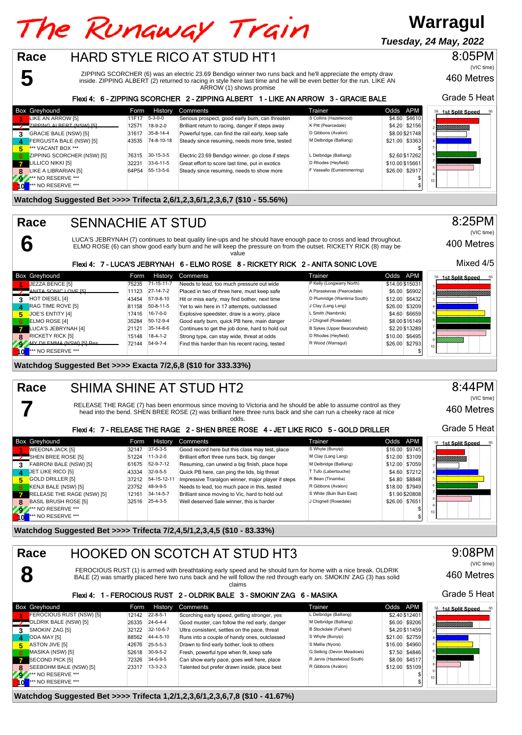# The Runaway Train

**Warragul**

*Tuesday, 24 May, 2022*

## Race 5 — HARD STYLE RICO AT STUD HT1

8:05PM (VIC time) — 460 Metres — Grade 5 Heat

ZIPPING SCORCHER (6) was an electric 23.69 Bendigo winner two runs back and he'll appreciate the empty draw inside. ZIPPING ALBERT (2) returned to racing in style here last time and he will be even better for the run. LIKE AN ARROW (1) shows promise

**Flexi 4: 6 - ZIPPING SCORCHER 2 - ZIPPING ALBERT 1 - LIKE AN ARROW 3 - GRACIE BALE**

| Box | Greyhound | Form | History | Comments | Trainer | Odds | APM |
|---|---|---|---|---|---|---|---|
| 1 | LIKE AN ARROW [5] | 11F17 | 5-3-0-0 | Serious prospect, good early burn, can threaten | S Collins (Hazelwood) | $4.60 | $4610 |
| 2 | ZIPPING ALBERT (NSW) [5] | 12571 | 18-9-2-0 | Brilliant return to racing, danger if steps away | K Pitt (Pearcedale) | $4.20 | $2156 |
| 3 | GRACIE BALE (NSW) [5] | 31617 | 35-8-14-4 | Powerful type, can find the rail early, keep safe | D Gibbons (Avalon) | $8.00 | $21748 |
| 4 | FERGUSTA BALE (NSW) [5] | 43535 | 74-8-10-18 | Steady since resuming, needs more time, tested | M Delbridge (Balliang) | $21.00 | $3363 |
| 5 | *** VACANT BOX *** | | | | | | $ |
| 6 | ZIPPING SCORCHER (NSW) [5] | 76315 | 30-15-3-5 | Electric 23.69 Bendigo winner, go close if steps | L Delbridge (Balliang) | $2.60 | $17262 |
| 7 | LILLICO NIKKI [5] | 32231 | 33-6-11-5 | Great effort to score last time, put in exotics | D Rhodes (Heyfield) | $10.00 | $15661 |
| 8 | LIKE A LIBRARIAN [5] | 64P54 | 55-13-5-6 | Steady since resuming, needs to show more | F Vassallo (Eumemmerring) | $26.00 | $2917 |
| 9 | *** NO RESERVE *** | | | | | | $ |
| 10 | *** NO RESERVE *** | | | | | | $ |

**Watchdog Suggested Bet >>>> Trifecta 2,6/1,2,3,6/1,2,3,6,7 ($10 - 55.56%)**

## Race 6 — SENNACHIE AT STUD

8:25PM (VIC time) — 400 Metres — Mixed 4/5

LUCA'S JEBRYNAH (7) continues to beat quality line-ups and he should have enough pace to cross and lead throughout. ELMO ROSE (6) can show good early burn and he will keep the pressure on from the outset. RICKETY RICK (8) may be value

**Flexi 4: 7 - LUCA'S JEBRYNAH 6 - ELMO ROSE 8 - RICKETY RICK 2 - ANITA SONIC LOVE**

| Box | Greyhound | Form | History | Comments | Trainer | Odds | APM |
|---|---|---|---|---|---|---|---|
| 1 | JEZZA BENCE [5] | 75235 | 71-15-11-7 | Needs to lead, too much pressure out wide | P Kelly (Longwarry North) | $14.00 | $15031 |
| 2 | ANITA SONIC LOVE [5] | 11123 | 27-14-7-2 | Placed in two of three here, must keep safe | A Paraskevas (Pearcedale) | $6.00 | $6902 |
| 3 | HOT DIESEL [4] | 43454 | 57-9-8-10 | Hit or miss early, may find bother, next time | D Plumridge (Wantirna South) | $12.00 | $6432 |
| 4 | RAG TIME ROVE [5] | 81158 | 50-8-11-5 | Yet to win here in 17 attempts, outclassed | J Clay (Lang Lang) | $26.00 | $3209 |
| 5 | JOE'S ENTITY [4] | 17416 | 16-7-0-0 | Explosive speedster, draw is a worry, place | L Smith (Nambrok) | $4.60 | $6659 |
| 6 | ELMO ROSE [4] | 35284 | 50-12-9-4 | Good early burn, quick PB here, main danger | J Chignell (Rosedale) | $8.00 | $16149 |
| 7 | LUCA'S JEBRYNAH [4] | 21121 | 35-14-8-6 | Continues to get the job done, hard to hold out | B Sykes (Upper Beaconsfield) | $2.20 | $13289 |
| 8 | RICKETY RICK [5] | 15148 | 18-4-1-2 | Strong type, can stay wide, threat at odds | D Rhodes (Heyfield) | $10.00 | $6495 |
| 9 | MY DILEMMA (NSW) [5] Res. | 72144 | 54-9-7-4 | Find this harder than his recent racing, tested | R Wood (Warragul) | $26.00 | $2793 |
| 10 | *** NO RESERVE *** | | | | | | $ |

**Watchdog Suggested Bet >>>> Exacta 7/2,6,8 ($10 for 333.33%)**

## Race 7 — SHIMA SHINE AT STUD HT2

8:44PM (VIC time) — 460 Metres — Grade 5 Heat

RELEASE THE RAGE (7) has been enormous since moving to Victoria and he should be able to assume control as they head into the bend. SHEN BREE ROSE (2) was brilliant here three runs back and she can run a cheeky race at nice odds.

**Flexi 4: 7 - RELEASE THE RAGE 2 - SHEN BREE ROSE 4 - JET LIKE RICO 5 - GOLD DRILLER**

| Box | Greyhound | Form | History | Comments | Trainer | Odds | APM |
|---|---|---|---|---|---|---|---|
| 1 | WEEONA JACK [5] | 32147 | 37-6-3-5 | Good record here but this class may test, place | S Whyte (Bunyip) | $16.00 | $9745 |
| 2 | SHEN BREE ROSE [5] | 51224 | 11-3-2-0 | Brilliant effort three runs back, big danger | M Clay (Lang Lang) | $12.00 | $3109 |
| 3 | FABRONI BALE (NSW) [5] | 61675 | 52-9-7-12 | Resuming, can unwind a big finish, place hope | M Delbridge (Balliang) | $12.00 | $7059 |
| 4 | JET LIKE RICO [5] | 43334 | 32-9-5-5 | Quick PB here, can ping the lids, big threat | T Tufo (Labertouche) | $4.60 | $7212 |
| 5 | GOLD DRILLER [5] | 37212 | 54-15-12-11 | Impressive Traralgon winner, major player if steps | R Bean (Tinamba) | $4.80 | $8848 |
| 6 | KENJI BALE (NSW) [5] | 23752 | 48-9-9-5 | Needs to lead, too much pace in this, tested | R Gibbons (Avalon) | $18.00 | $7949 |
| 7 | RELEASE THE RAGE (NSW) [5] | 12161 | 34-14-5-7 | Brilliant since moving to Vic, hard to hold out | S White (Buln Buln East) | $1.90 | $20808 |
| 8 | BASIL BRUSH ROSE [5] | 32516 | 25-4-3-5 | Well deserved Sale winner, this is harder | J Chignell (Rosedale) | $26.00 | $7651 |
| 9 | *** NO RESERVE *** | | | | | | $ |
| 10 | *** NO RESERVE *** | | | | | | $ |

**Watchdog Suggested Bet >>>> Trifecta 7/2,4,5/1,2,3,4,5 ($10 - 83.33%)**

## Race 8 — HOOKED ON SCOTCH AT STUD HT3

9:08PM (VIC time) — 460 Metres — Grade 5 Heat

FEROCIOUS RUST (1) is armed with breathtaking early speed and he should turn for home with a nice break. OLDRIK BALE (2) was smartly placed here two runs back and he will follow the red through early on. SMOKIN' ZAG (3) has solid claims

**Flexi 4: 1 - FEROCIOUS RUST 2 - OLDRIK BALE 3 - SMOKIN' ZAG 6 - MASIKA**

| Box | Greyhound | Form | History | Comments | Trainer | Odds | APM |
|---|---|---|---|---|---|---|---|
| 1 | FEROCIOUS RUST (NSW) [5] | 12142 | 22-8-5-1 | Scorching early speed, getting stronger, yes | L Delbridge (Balliang) | $2.40 | $12401 |
| 2 | OLDRIK BALE (NSW) [5] | 26335 | 24-6-4-4 | Good muster, can follow the red early, danger | M Delbridge (Balliang) | $6.00 | $9206 |
| 3 | SMOKIN' ZAG [5] | 32122 | 32-10-6-7 | Ultra consistent, settles on the pace, threat | B Stockdale (Fulham) | $4.20 | $11459 |
| 4 | ODA MAY [5] | 88562 | 44-4-5-10 | Runs into a couple of handy ones, outclassed | S Whyte (Bunyip) | $21.00 | $2759 |
| 5 | ASTON JIVE [5] | 42676 | 25-5-5-3 | Drawn to find early bother, look to others | S Mallia (Nyora) | $16.00 | $4960 |
| 6 | MASIKA (NSW) [5] | 52618 | 30-9-5-2 | Fresh, powerful type when fit, keep safe | G Selkrig (Devon Meadows) | $7.50 | $4846 |
| 7 | SECOND PICK [5] | 72326 | 34-6-9-5 | Can show early pace, goes well here, place | R Jarvis (Hazelwood South) | $8.00 | $4517 |
| 8 | SEEBOHM BALE (NSW) [5] | 23317 | 13-3-2-3 | Talented but prefer drawn inside, place best | R Gibbons (Avalon) | $12.00 | $5109 |
| 9 | *** NO RESERVE *** | | | | | | $ |
| 10 | *** NO RESERVE *** | | | | | | $ |

**Watchdog Suggested Bet >>>> Trifecta 1,2/1,2,3,6/1,2,3,6,7,8 ($10 - 41.67%)**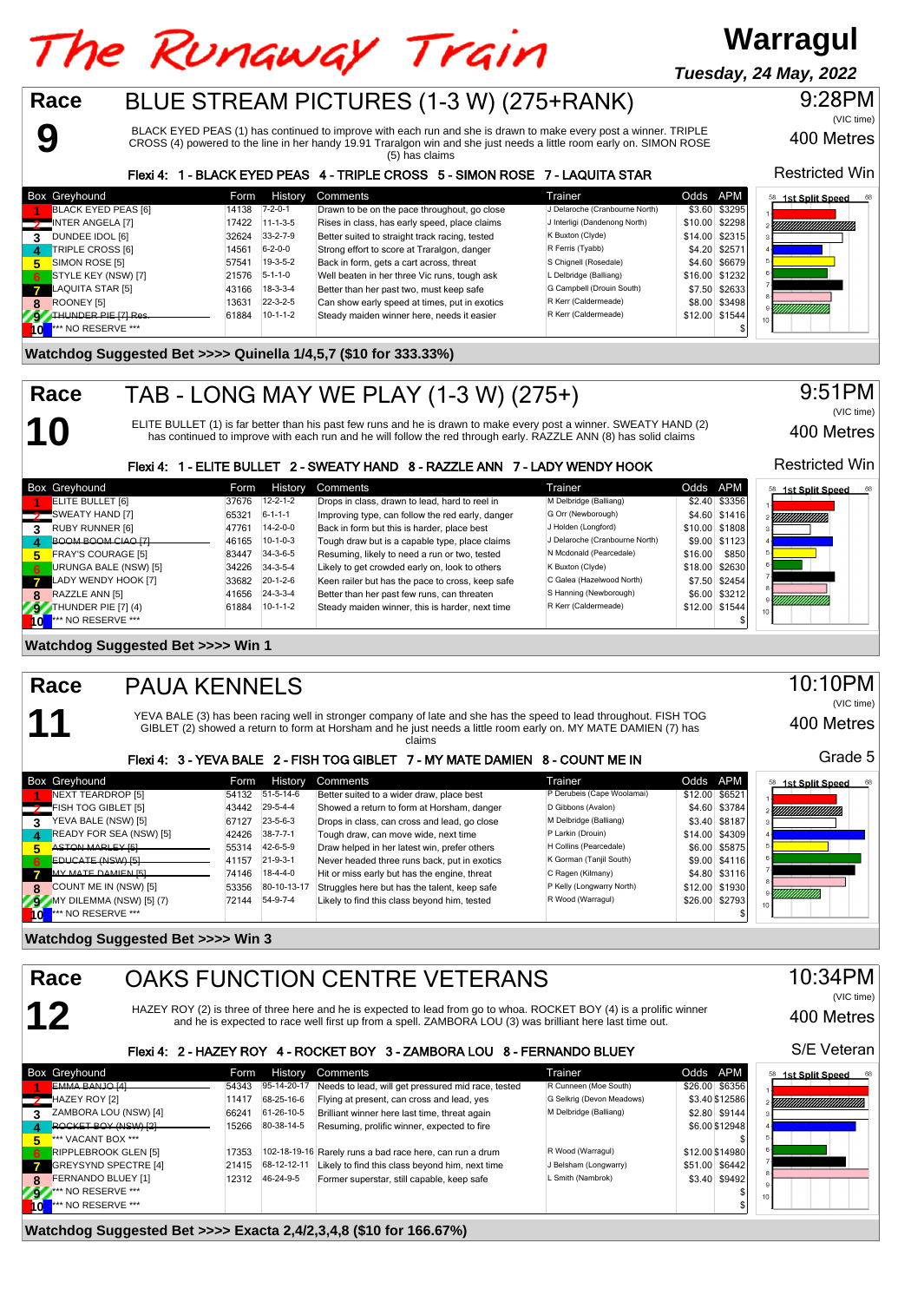# The Runaway Train

**Warragul**
*Tuesday, 24 May, 2022*

## Race 9 — BLUE STREAM PICTURES (1-3 W) (275+RANK)

9:28PM (VIC time) — 400 Metres — Restricted Win

BLACK EYED PEAS (1) has continued to improve with each run and she is drawn to make every post a winner. TRIPLE CROSS (4) powered to the line in her handy 19.91 Traralgon win and she just needs a little room early on. SIMON ROSE (5) has claims

**Flexi 4: 1 - BLACK EYED PEAS 4 - TRIPLE CROSS 5 - SIMON ROSE 7 - LAQUITA STAR**

| Box | Greyhound | Form | History | Comments | Trainer | Odds | APM |
|---|---|---|---|---|---|---|---|
| 1 | BLACK EYED PEAS [6] | 14138 | 7-2-0-1 | Drawn to be on the pace throughout, go close | J Delaroche (Cranbourne North) | $3.60 | $3295 |
| 2 | INTER ANGELA [7] | 17422 | 11-1-3-5 | Rises in class, has early speed, place claims | J Interligi (Dandenong North) | $10.00 | $2298 |
| 3 | DUNDEE IDOL [6] | 32624 | 33-2-7-9 | Better suited to straight track racing, tested | K Buxton (Clyde) | $14.00 | $2315 |
| 4 | TRIPLE CROSS [6] | 14561 | 6-2-0-0 | Strong effort to score at Traralgon, danger | R Ferris (Tyabb) | $4.20 | $2571 |
| 5 | SIMON ROSE [5] | 57541 | 19-3-5-2 | Back in form, gets a cart across, threat | S Chignell (Rosedale) | $4.60 | $6679 |
| 6 | STYLE KEY (NSW) [7] | 21576 | 5-1-1-0 | Well beaten in her three Vic runs, tough ask | L Delbridge (Balliang) | $16.00 | $1232 |
| 7 | LAQUITA STAR [5] | 43166 | 18-3-3-4 | Better than her past two, must keep safe | G Campbell (Drouin South) | $7.50 | $2633 |
| 8 | ROONEY [5] | 13631 | 22-3-2-5 | Can show early speed at times, put in exotics | R Kerr (Caldermeade) | $8.00 | $3498 |
| 9 | ~~THUNDER PIE [7] Res.~~ | 61884 | 10-1-1-2 | Steady maiden winner here, needs it easier | R Kerr (Caldermeade) | $12.00 | $1544 |
| 10 | *** NO RESERVE *** | | | | | | $ |

**Watchdog Suggested Bet >>>> Quinella 1/4,5,7 ($10 for 333.33%)**

## Race 10 — TAB - LONG MAY WE PLAY (1-3 W) (275+)

9:51PM (VIC time) — 400 Metres — Restricted Win

ELITE BULLET (1) is far better than his past few runs and he is drawn to make every post a winner. SWEATY HAND (2) has continued to improve with each run and he will follow the red through early. RAZZLE ANN (8) has solid claims

**Flexi 4: 1 - ELITE BULLET 2 - SWEATY HAND 8 - RAZZLE ANN 7 - LADY WENDY HOOK**

| Box | Greyhound | Form | History | Comments | Trainer | Odds | APM |
|---|---|---|---|---|---|---|---|
| 1 | ELITE BULLET [6] | 37676 | 12-2-1-2 | Drops in class, drawn to lead, hard to reel in | M Delbridge (Balliang) | $2.40 | $3356 |
| 2 | SWEATY HAND [7] | 65321 | 6-1-1-1 | Improving type, can follow the red early, danger | G Orr (Newborough) | $4.60 | $1416 |
| 3 | RUBY RUNNER [6] | 47761 | 14-2-0-0 | Back in form but this is harder, place best | J Holden (Longford) | $10.00 | $1808 |
| 4 | ~~BOOM BOOM CIAO [7]~~ | 46165 | 10-1-0-3 | Tough draw but is a capable type, place claims | J Delaroche (Cranbourne North) | $9.00 | $1123 |
| 5 | FRAY'S COURAGE [5] | 83447 | 34-3-6-5 | Resuming, likely to need a run or two, tested | N Mcdonald (Pearcedale) | $16.00 | $850 |
| 6 | URUNGA BALE (NSW) [5] | 34226 | 34-3-5-4 | Likely to get crowded early on, look to others | K Buxton (Clyde) | $18.00 | $2630 |
| 7 | LADY WENDY HOOK [7] | 33682 | 20-1-2-6 | Keen railer but has the pace to cross, keep safe | C Galea (Hazelwood North) | $7.50 | $2454 |
| 8 | RAZZLE ANN [5] | 41656 | 24-3-3-4 | Better than her past few runs, can threaten | S Hanning (Newborough) | $6.00 | $3212 |
| 9 | THUNDER PIE [7] (4) | 61884 | 10-1-1-2 | Steady maiden winner, this is harder, next time | R Kerr (Caldermeade) | $12.00 | $1544 |
| 10 | *** NO RESERVE *** | | | | | | $ |

**Watchdog Suggested Bet >>>> Win 1**

## Race 11 — PAUA KENNELS

10:10PM (VIC time) — 400 Metres — Grade 5

YEVA BALE (3) has been racing well in stronger company of late and she has the speed to lead throughout. FISH TOG GIBLET (2) showed a return to form at Horsham and he just needs a little room early on. MY MATE DAMIEN (7) has claims

**Flexi 4: 3 - YEVA BALE 2 - FISH TOG GIBLET 7 - MY MATE DAMIEN 8 - COUNT ME IN**

| Box | Greyhound | Form | History | Comments | Trainer | Odds | APM |
|---|---|---|---|---|---|---|---|
| 1 | NEXT TEARDROP [5] | 54132 | 51-5-14-6 | Better suited to a wider draw, place best | P Derubeis (Cape Woolamai) | $12.00 | $6521 |
| 2 | FISH TOG GIBLET [5] | 43442 | 29-5-4-4 | Showed a return to form at Horsham, danger | D Gibbons (Avalon) | $4.60 | $3784 |
| 3 | YEVA BALE (NSW) [5] | 67127 | 23-5-6-3 | Drops in class, can cross and lead, go close | M Delbridge (Balliang) | $3.40 | $8187 |
| 4 | READY FOR SEA (NSW) [5] | 42426 | 38-7-7-1 | Tough draw, can move wide, next time | P Larkin (Drouin) | $14.00 | $4309 |
| 5 | ~~ASTON MARLEY [5]~~ | 55314 | 42-6-5-9 | Draw helped in her latest win, prefer others | H Collins (Pearcedale) | $6.00 | $5875 |
| 6 | ~~EDUCATE (NSW) [5]~~ | 41157 | 21-9-3-1 | Never headed three runs back, put in exotics | K Gorman (Tanjil South) | $9.00 | $4116 |
| 7 | ~~MY MATE DAMIEN [5]~~ | 74146 | 18-4-4-0 | Hit or miss early but has the engine, threat | C Ragen (Kilmany) | $4.80 | $3116 |
| 8 | COUNT ME IN (NSW) [5] | 53356 | 80-10-13-17 | Struggles here but has the talent, keep safe | P Kelly (Longwarry North) | $12.00 | $1930 |
| 9 | MY DILEMMA (NSW) [5] (7) | 72144 | 54-9-7-4 | Likely to find this class beyond him, tested | R Wood (Warragul) | $26.00 | $2793 |
| 10 | *** NO RESERVE *** | | | | | | $ |

**Watchdog Suggested Bet >>>> Win 3**

## Race 12 — OAKS FUNCTION CENTRE VETERANS

10:34PM (VIC time) — 400 Metres — S/E Veteran

HAZEY ROY (2) is three of three here and he is expected to lead from go to whoa. ROCKET BOY (4) is a prolific winner and he is expected to race well first up from a spell. ZAMBORA LOU (3) was brilliant here last time out.

**Flexi 4: 2 - HAZEY ROY 4 - ROCKET BOY 3 - ZAMBORA LOU 8 - FERNANDO BLUEY**

| Box | Greyhound | Form | History | Comments | Trainer | Odds | APM |
|---|---|---|---|---|---|---|---|
| 1 | ~~EMMA BANJO [4]~~ | 54343 | 95-14-20-17 | Needs to lead, will get pressured mid race, tested | R Cunneen (Moe South) | $26.00 | $6356 |
| 2 | HAZEY ROY [2] | 11417 | 68-25-16-6 | Flying at present, can cross and lead, yes | G Selkrig (Devon Meadows) | $3.40 | $12586 |
| 3 | ZAMBORA LOU (NSW) [4] | 66241 | 61-26-10-5 | Brilliant winner here last time, threat again | M Delbridge (Balliang) | $2.80 | $9144 |
| 4 | ~~ROCKET BOY (NSW) [3]~~ | 15266 | 80-38-14-5 | Resuming, prolific winner, expected to fire | | $6.00 | $12948 |
| 5 | *** VACANT BOX *** | | | | | | $ |
| 6 | RIPPLEBROOK GLEN [5] | 17353 | 102-18-19-16 | Rarely runs a bad race here, can run a drum | R Wood (Warragul) | $12.00 | $14980 |
| 7 | GREYSYND SPECTRE [4] | 21415 | 68-12-12-11 | Likely to find this class beyond him, next time | J Belsham (Longwarry) | $51.00 | $6442 |
| 8 | FERNANDO BLUEY [1] | 12312 | 46-24-9-5 | Former superstar, still capable, keep safe | L Smith (Nambrok) | $3.40 | $9492 |
| 9 | *** NO RESERVE *** | | | | | | $ |
| 10 | *** NO RESERVE *** | | | | | | $ |

**Watchdog Suggested Bet >>>> Exacta 2,4/2,3,4,8 ($10 for 166.67%)**